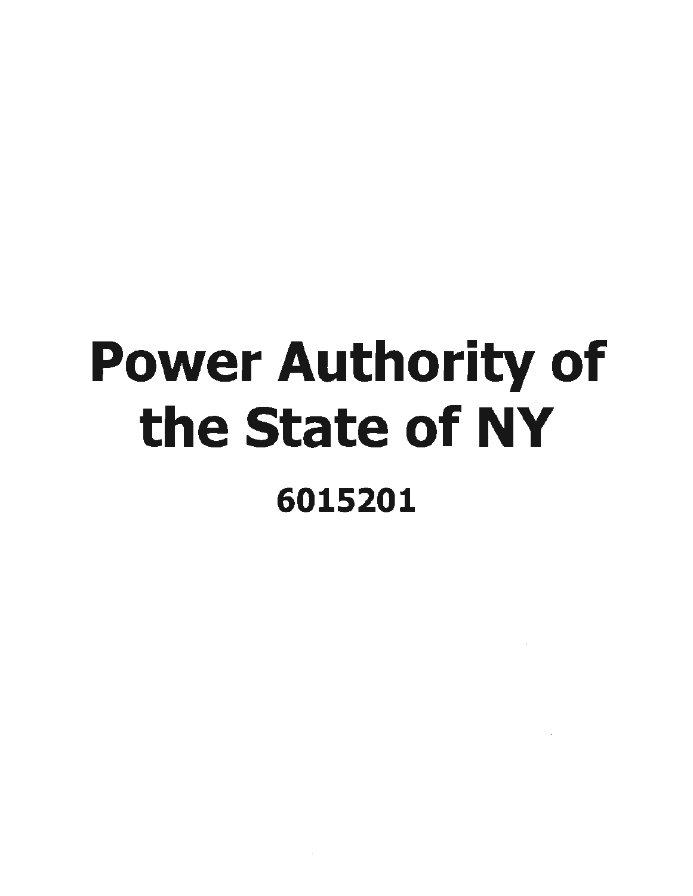# Power Authority of the State of NY

**6015201**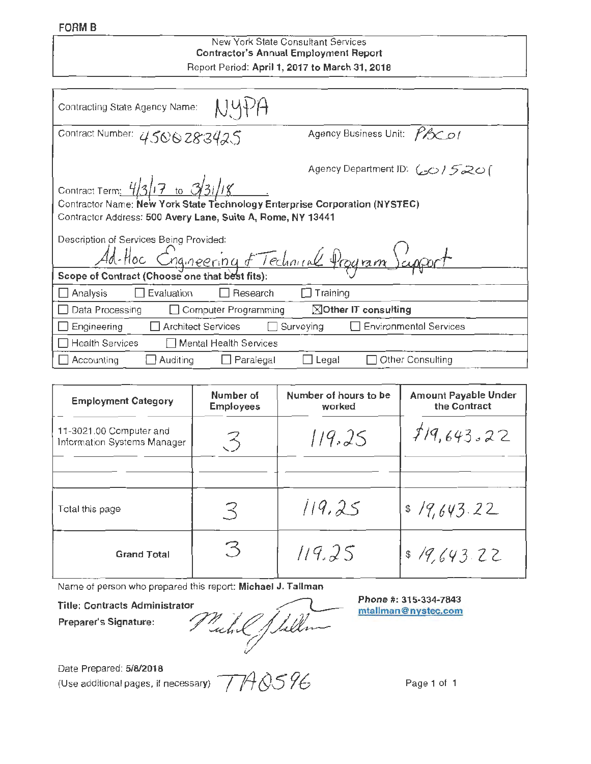**FORM B**

New York State Consultant Services
**Contractor's Annual Employment Report**
Report Period: **April 1, 2017 to March 31, 2018**

Contracting State Agency Name: NYPA

Contract Number: 4500283425

Agency Business Unit: PBC01

Agency Department ID: 6015201

Contract Term: 4/3/17 to 3/31/18

Contractor Name: **New York State Technology Enterprise Corporation (NYSTEC)**

Contractor Address: **500 Avery Lane, Suite A, Rome, NY 13441**

Description of Services Being Provided:
Ad-Hoc Engineering & Technical Program Support

**Scope of Contract (Choose one that best fits):**

- ☐ Analysis ☐ Evaluation ☐ Research ☐ Training
- ☐ Data Processing ☐ Computer Programming ☒ **Other IT consulting**
- ☐ Engineering ☐ Architect Services ☐ Surveying ☐ Environmental Services
- ☐ Health Services ☐ Mental Health Services
- ☐ Accounting ☐ Auditing ☐ Paralegal ☐ Legal ☐ Other Consulting

| Employment Category | Number of Employees | Number of hours to be worked | Amount Payable Under the Contract |
|---|---|---|---|
| 11-3021.00 Computer and Information Systems Manager | 3 | 119.25 | $19,643.22 |
| | | | |
| | | | |
| Total this page | 3 | 119.25 | $ 19,643.22 |
| **Grand Total** | 3 | 119.25 | $ 19,643.22 |

Name of person who prepared this report: **Michael J. Tallman**

**Title: Contracts Administrator**

**Preparer's Signature:** *Michael J. Tallman*

**Phone #: 315-334-7843**
**mtallman@nystec.com**

Date Prepared: **5/8/2018**
(Use additional pages, if necessary) TA0596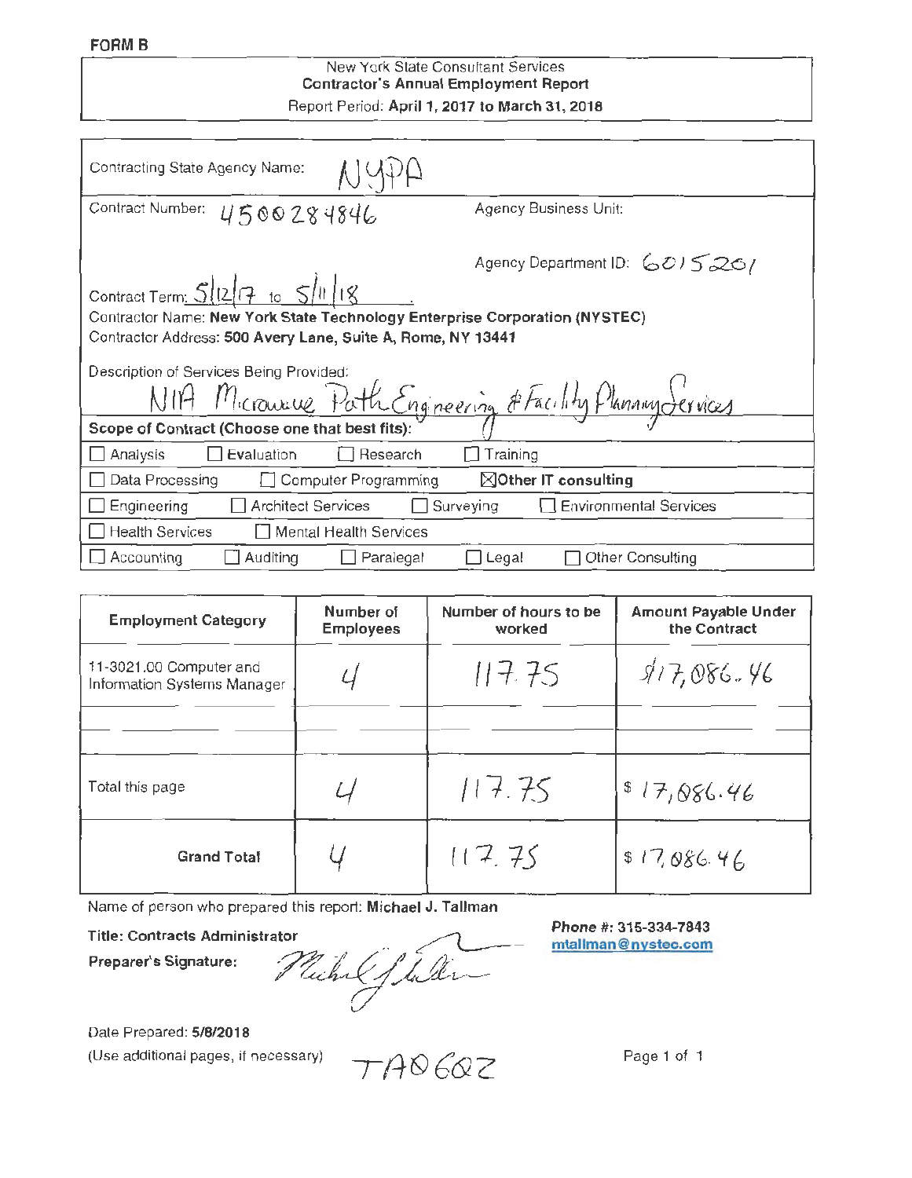**FORM B**

New York State Consultant Services
**Contractor's Annual Employment Report**
Report Period: **April 1, 2017 to March 31, 2018**

Contracting State Agency Name: NYPA

Contract Number: 4500284846

Agency Business Unit:

Agency Department ID: 6015201

Contract Term: 5/12/17 to 5/11/18

Contractor Name: **New York State Technology Enterprise Corporation (NYSTEC)**

Contractor Address: **500 Avery Lane, Suite A, Rome, NY 13441**

Description of Services Being Provided:
NIA Microwave Path Engineering & Facility Planning Services

**Scope of Contract (Choose one that best fits):**

| | | | |
|---|---|---|---|
| ☐ Analysis | ☐ Evaluation | ☐ Research | ☐ Training |
| ☐ Data Processing | ☐ Computer Programming | ☒ **Other IT consulting** | |
| ☐ Engineering | ☐ Architect Services | ☐ Surveying | ☐ Environmental Services |
| ☐ Health Services | ☐ Mental Health Services | | |
| ☐ Accounting | ☐ Auditing | ☐ Paralegal | ☐ Legal | ☐ Other Consulting |

| Employment Category | Number of Employees | Number of hours to be worked | Amount Payable Under the Contract |
|---|---|---|---|
| 11-3021.00 Computer and Information Systems Manager | 4 | 117.75 | $17,086.46 |
| | | | |
| | | | |
| Total this page | 4 | 117.75 | $ 17,086.46 |
| **Grand Total** | 4 | 117.75 | $ 17,086.46 |

Name of person who prepared this report: **Michael J. Tallman**

**Title: Contracts Administrator**

**Preparer's Signature:** *[signature]*

***Phone #:* 315-334-7843**
**mtallman@nystec.com**

Date Prepared: **5/8/2018**

(Use additional pages, if necessary)

TA06Q2

Page 1 of 1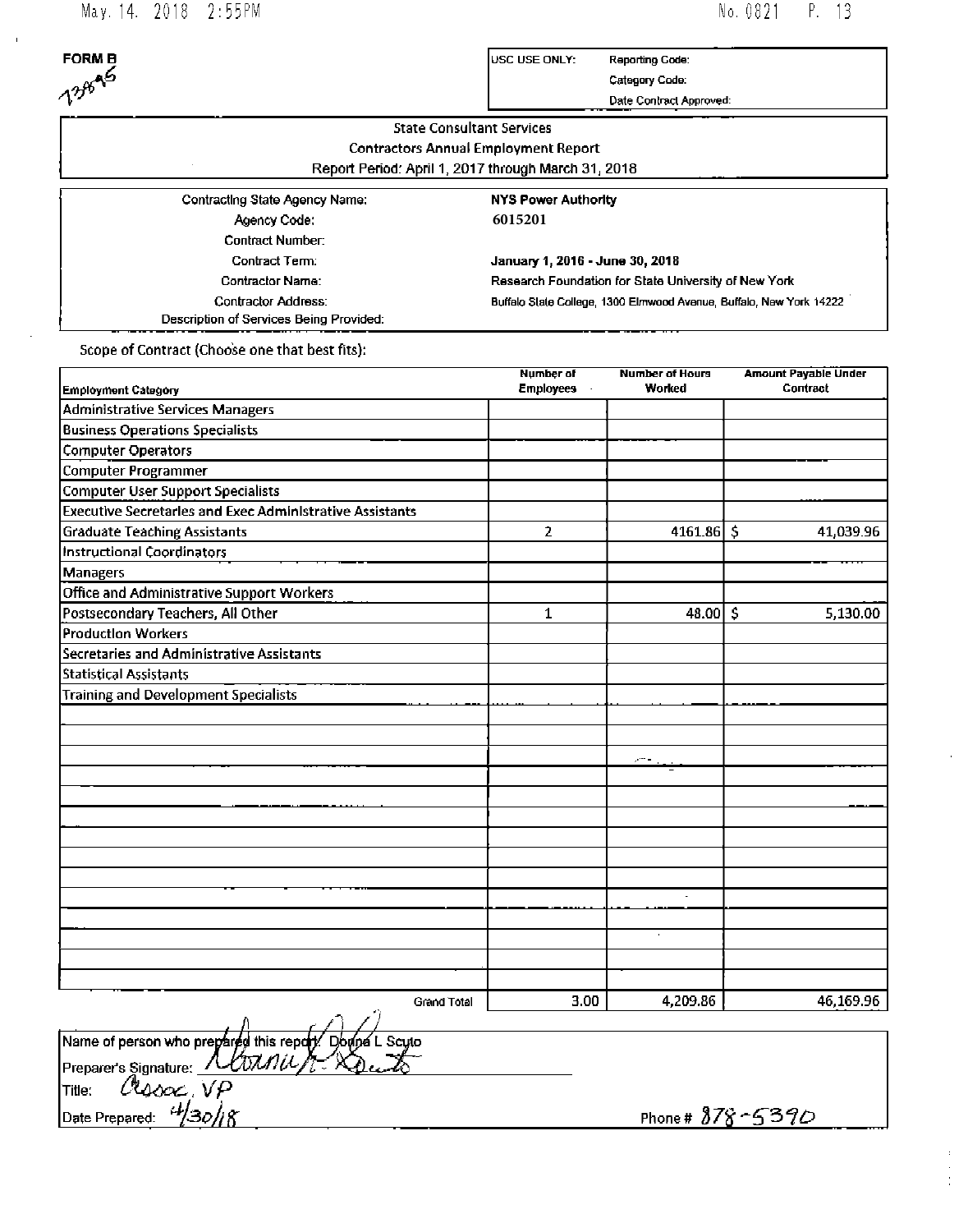**FORM B**

73895

| USC USE ONLY: | Reporting Code: |
|---|---|
| | Category Code: |
| | Date Contract Approved: |

State Consultant Services
Contractors Annual Employment Report
Report Period: April 1, 2017 through March 31, 2018

| | |
|---|---|
| Contracting State Agency Name: | NYS Power Authority |
| Agency Code: | 6015201 |
| Contract Number: | |
| Contract Term: | January 1, 2016 - June 30, 2018 |
| Contractor Name: | Research Foundation for State University of New York |
| Contractor Address: | Buffalo State College, 1300 Elmwood Avenue, Buffalo, New York 14222 |
| Description of Services Being Provided: | |

Scope of Contract (Choose one that best fits):

| Employment Category | Number of Employees | Number of Hours Worked | Amount Payable Under Contract |
|---|---|---|---|
| Administrative Services Managers | | | |
| Business Operations Specialists | | | |
| Computer Operators | | | |
| Computer Programmer | | | |
| Computer User Support Specialists | | | |
| Executive Secretaries and Exec Administrative Assistants | | | |
| Graduate Teaching Assistants | 2 | 4161.86 | $ 41,039.96 |
| Instructional Coordinators | | | |
| Managers | | | |
| Office and Administrative Support Workers | | | |
| Postsecondary Teachers, All Other | 1 | 48.00 | $ 5,130.00 |
| Production Workers | | | |
| Secretaries and Administrative Assistants | | | |
| Statistical Assistants | | | |
| Training and Development Specialists | | | |
| Grand Total | 3.00 | 4,209.86 | 46,169.96 |

Name of person who prepared this report: Donna L Scuto
Preparer's Signature: Donna L. Scuto
Title: Assoc. VP
Date Prepared: 4/30/18
Phone # 878-5390